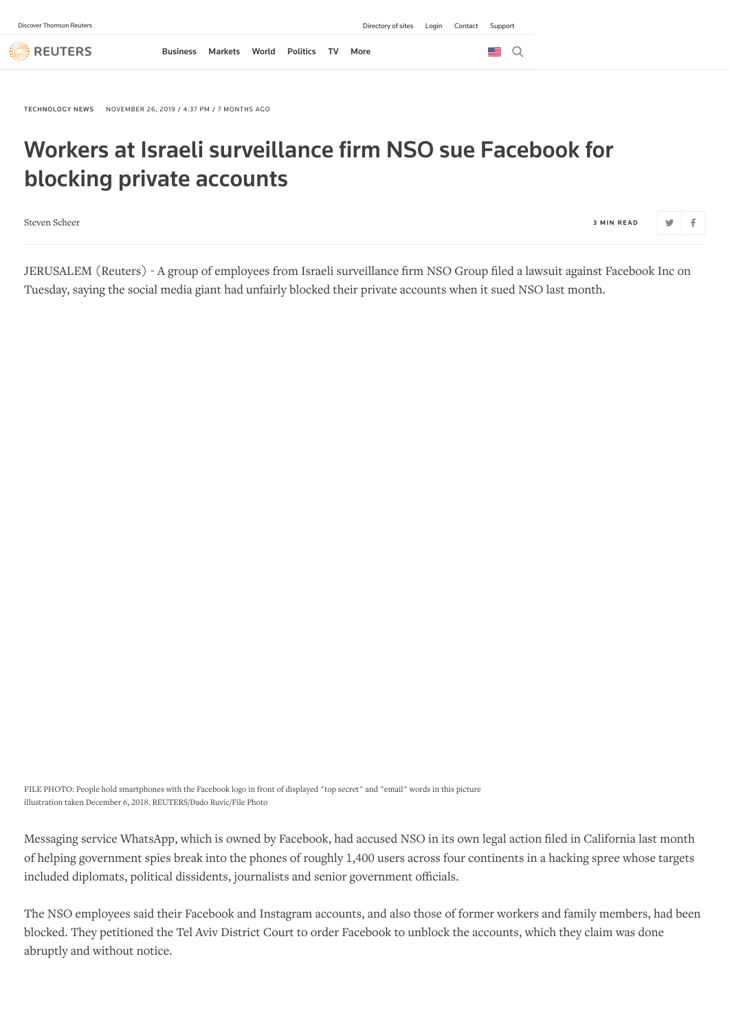TECHNOLOGY NEWS NOVEMBER 26, 2019 / 4:37 PM / 7 MONTHS AGO

# Workers at Israeli surveillance firm NSO sue Facebook for blocking private accounts

Steven Scheer

3 MIN READ

JERUSALEM (Reuters) - A group of employees from Israeli surveillance firm NSO Group filed a lawsuit against Facebook Inc on Tuesday, saying the social media giant had unfairly blocked their private accounts when it sued NSO last month.

FILE PHOTO: People hold smartphones with the Facebook logo in front of displayed "top secret" and "email" words in this picture illustration taken December 6, 2018. REUTERS/Dado Ruvic/File Photo

Messaging service WhatsApp, which is owned by Facebook, had accused NSO in its own legal action filed in California last month of helping government spies break into the phones of roughly 1,400 users across four continents in a hacking spree whose targets included diplomats, political dissidents, journalists and senior government officials.

The NSO employees said their Facebook and Instagram accounts, and also those of former workers and family members, had been blocked. They petitioned the Tel Aviv District Court to order Facebook to unblock the accounts, which they claim was done abruptly and without notice.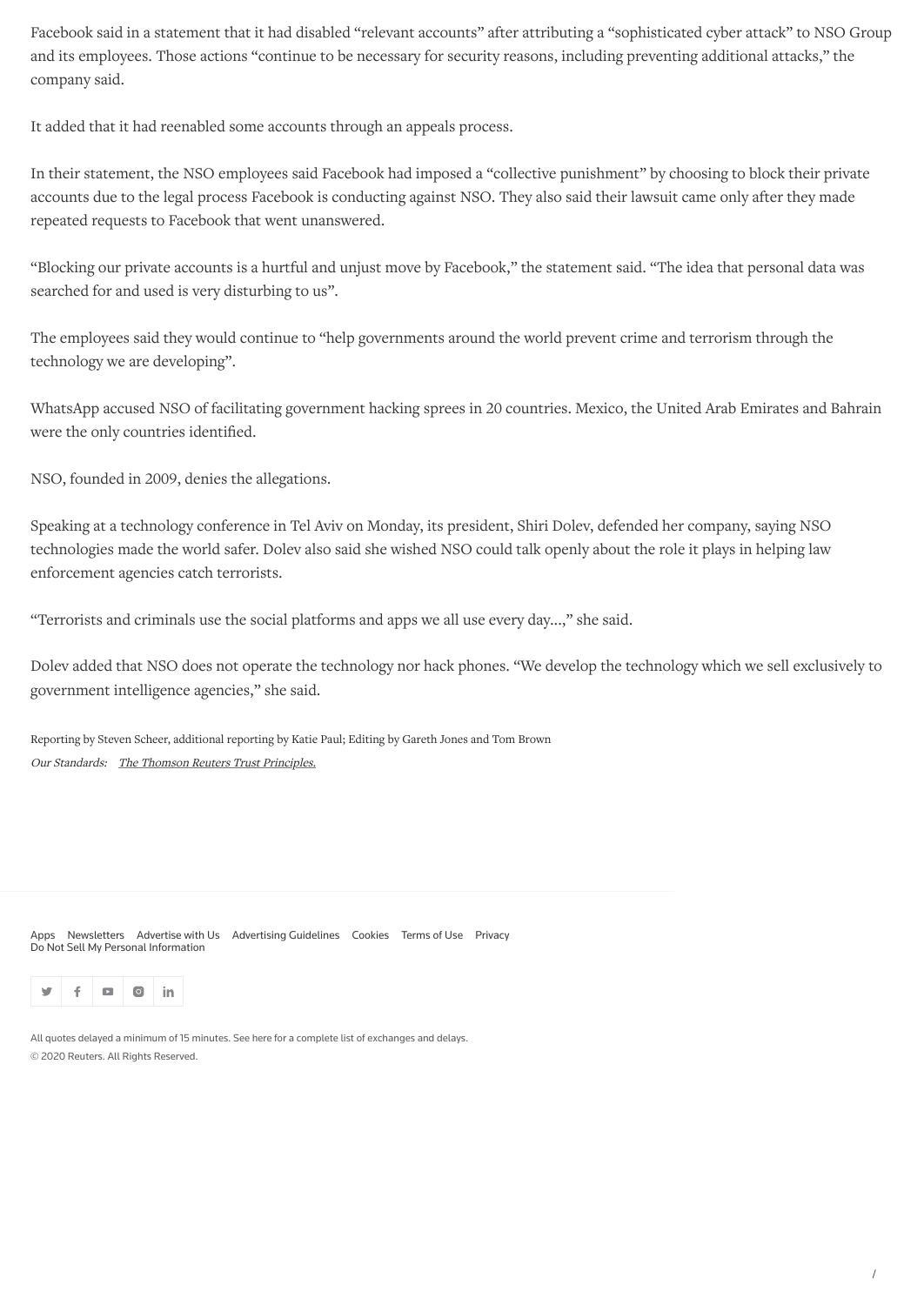Facebook said in a statement that it had disabled "relevant accounts" after attributing a "sophisticated cyber attack" to NSO Group and its employees. Those actions "continue to be necessary for security reasons, including preventing additional attacks," the company said.

It added that it had reenabled some accounts through an appeals process.

In their statement, the NSO employees said Facebook had imposed a "collective punishment" by choosing to block their private accounts due to the legal process Facebook is conducting against NSO. They also said their lawsuit came only after they made repeated requests to Facebook that went unanswered.

"Blocking our private accounts is a hurtful and unjust move by Facebook," the statement said. "The idea that personal data was searched for and used is very disturbing to us".

The employees said they would continue to "help governments around the world prevent crime and terrorism through the technology we are developing".

WhatsApp accused NSO of facilitating government hacking sprees in 20 countries. Mexico, the United Arab Emirates and Bahrain were the only countries identified.

NSO, founded in 2009, denies the allegations.

Speaking at a technology conference in Tel Aviv on Monday, its president, Shiri Dolev, defended her company, saying NSO technologies made the world safer. Dolev also said she wished NSO could talk openly about the role it plays in helping law enforcement agencies catch terrorists.

"Terrorists and criminals use the social platforms and apps we all use every day…," she said.

Dolev added that NSO does not operate the technology nor hack phones. "We develop the technology which we sell exclusively to government intelligence agencies," she said.

Reporting by Steven Scheer, additional reporting by Katie Paul; Editing by Gareth Jones and Tom Brown

*Our Standards: The Thomson Reuters Trust Principles.*

Apps Newsletters Advertise with Us Advertising Guidelines Cookies Terms of Use Privacy
Do Not Sell My Personal Information

All quotes delayed a minimum of 15 minutes. See here for a complete list of exchanges and delays.

© 2020 Reuters. All Rights Reserved.